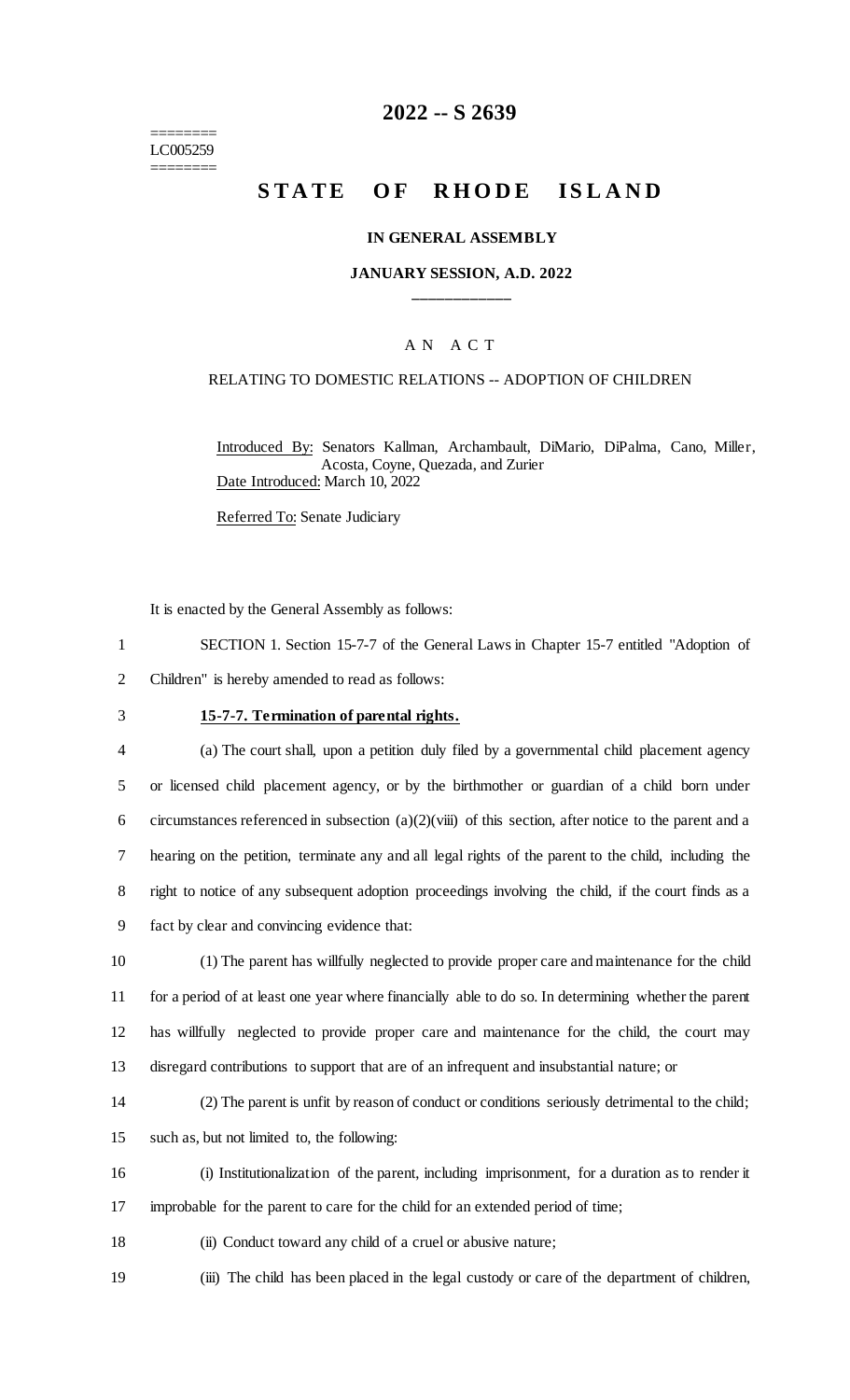========
LC005259
========

# 2022 -- S 2639

# STATE OF RHODE ISLAND

**IN GENERAL ASSEMBLY**

**JANUARY SESSION, A.D. 2022**

\_\_\_\_\_\_\_\_\_\_\_\_

A N A C T

RELATING TO DOMESTIC RELATIONS -- ADOPTION OF CHILDREN

Introduced By: Senators Kallman, Archambault, DiMario, DiPalma, Cano, Miller, Acosta, Coyne, Quezada, and Zurier

Date Introduced: March 10, 2022

Referred To: Senate Judiciary

It is enacted by the General Assembly as follows:

1 SECTION 1. Section 15-7-7 of the General Laws in Chapter 15-7 entitled "Adoption of
2 Children" is hereby amended to read as follows:

3 **15-7-7. Termination of parental rights.**

4 (a) The court shall, upon a petition duly filed by a governmental child placement agency
5 or licensed child placement agency, or by the birthmother or guardian of a child born under
6 circumstances referenced in subsection (a)(2)(viii) of this section, after notice to the parent and a
7 hearing on the petition, terminate any and all legal rights of the parent to the child, including the
8 right to notice of any subsequent adoption proceedings involving the child, if the court finds as a
9 fact by clear and convincing evidence that:

10 (1) The parent has willfully neglected to provide proper care and maintenance for the child
11 for a period of at least one year where financially able to do so. In determining whether the parent
12 has willfully neglected to provide proper care and maintenance for the child, the court may
13 disregard contributions to support that are of an infrequent and insubstantial nature; or

14 (2) The parent is unfit by reason of conduct or conditions seriously detrimental to the child;
15 such as, but not limited to, the following:

16 (i) Institutionalization of the parent, including imprisonment, for a duration as to render it
17 improbable for the parent to care for the child for an extended period of time;

18 (ii) Conduct toward any child of a cruel or abusive nature;

19 (iii) The child has been placed in the legal custody or care of the department of children,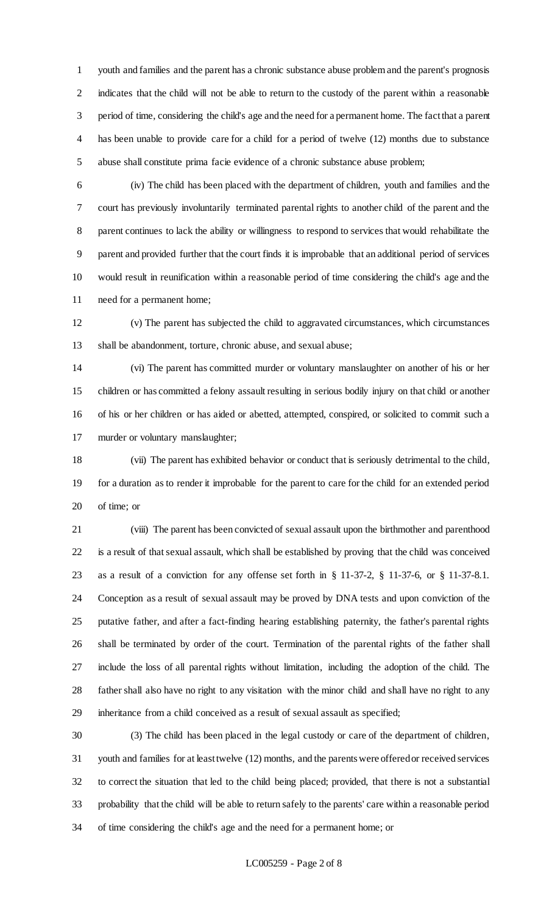youth and families and the parent has a chronic substance abuse problem and the parent's prognosis indicates that the child will not be able to return to the custody of the parent within a reasonable period of time, considering the child's age and the need for a permanent home. The fact that a parent has been unable to provide care for a child for a period of twelve (12) months due to substance abuse shall constitute prima facie evidence of a chronic substance abuse problem;

(iv) The child has been placed with the department of children, youth and families and the court has previously involuntarily terminated parental rights to another child of the parent and the parent continues to lack the ability or willingness to respond to services that would rehabilitate the parent and provided further that the court finds it is improbable that an additional period of services would result in reunification within a reasonable period of time considering the child's age and the need for a permanent home;

(v) The parent has subjected the child to aggravated circumstances, which circumstances shall be abandonment, torture, chronic abuse, and sexual abuse;

(vi) The parent has committed murder or voluntary manslaughter on another of his or her children or has committed a felony assault resulting in serious bodily injury on that child or another of his or her children or has aided or abetted, attempted, conspired, or solicited to commit such a murder or voluntary manslaughter;

(vii) The parent has exhibited behavior or conduct that is seriously detrimental to the child, for a duration as to render it improbable for the parent to care for the child for an extended period of time; or

(viii) The parent has been convicted of sexual assault upon the birthmother and parenthood is a result of that sexual assault, which shall be established by proving that the child was conceived as a result of a conviction for any offense set forth in § 11-37-2, § 11-37-6, or § 11-37-8.1. Conception as a result of sexual assault may be proved by DNA tests and upon conviction of the putative father, and after a fact-finding hearing establishing paternity, the father's parental rights shall be terminated by order of the court. Termination of the parental rights of the father shall include the loss of all parental rights without limitation, including the adoption of the child. The father shall also have no right to any visitation with the minor child and shall have no right to any inheritance from a child conceived as a result of sexual assault as specified;

(3) The child has been placed in the legal custody or care of the department of children, youth and families for at least twelve (12) months, and the parents were offered or received services to correct the situation that led to the child being placed; provided, that there is not a substantial probability that the child will be able to return safely to the parents' care within a reasonable period of time considering the child's age and the need for a permanent home; or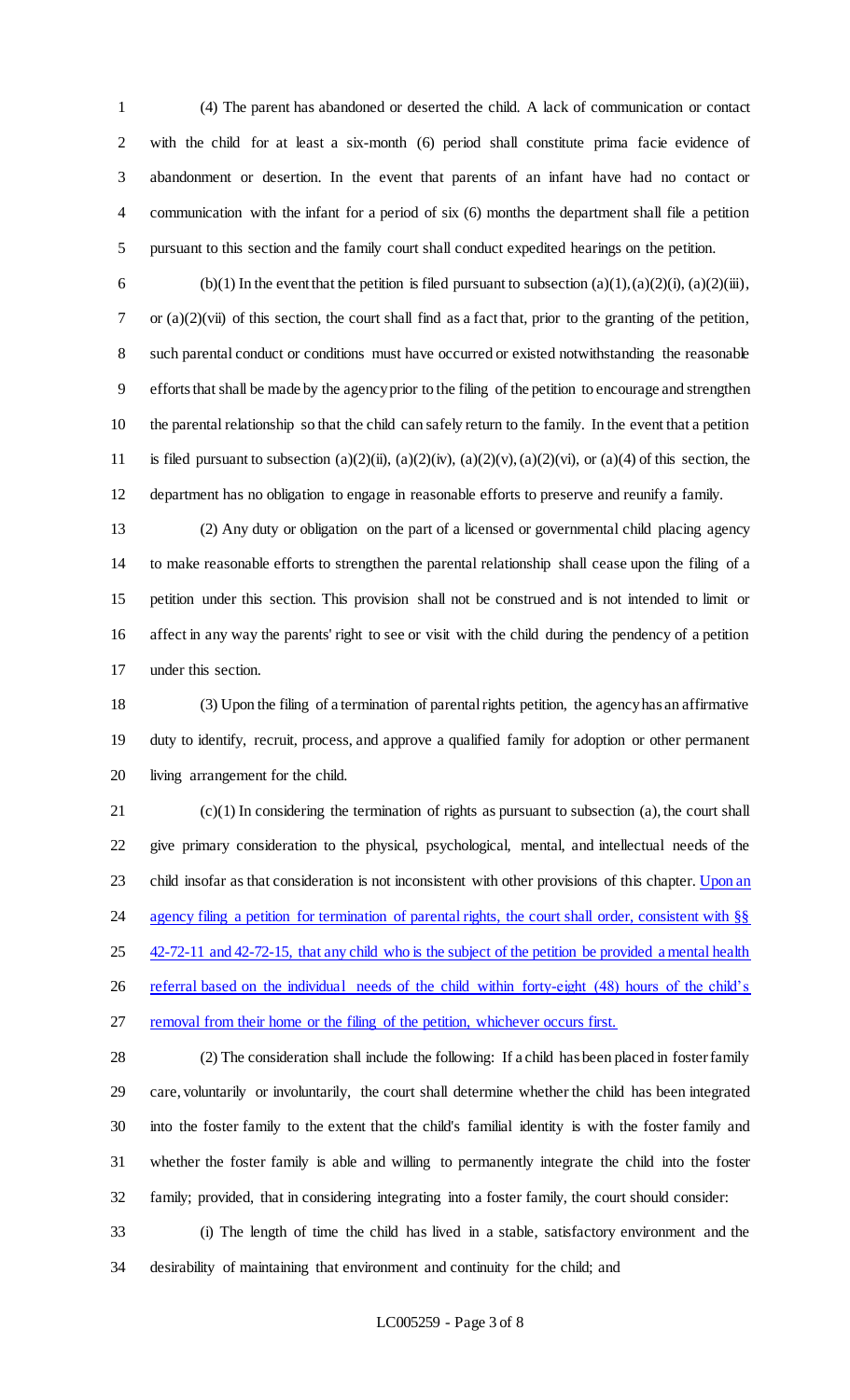(4) The parent has abandoned or deserted the child. A lack of communication or contact with the child for at least a six-month (6) period shall constitute prima facie evidence of abandonment or desertion. In the event that parents of an infant have had no contact or communication with the infant for a period of six (6) months the department shall file a petition pursuant to this section and the family court shall conduct expedited hearings on the petition.

(b)(1) In the event that the petition is filed pursuant to subsection (a)(1), (a)(2)(i), (a)(2)(iii), or (a)(2)(vii) of this section, the court shall find as a fact that, prior to the granting of the petition, such parental conduct or conditions must have occurred or existed notwithstanding the reasonable efforts that shall be made by the agency prior to the filing of the petition to encourage and strengthen the parental relationship so that the child can safely return to the family. In the event that a petition is filed pursuant to subsection (a)(2)(ii), (a)(2)(iv), (a)(2)(v), (a)(2)(vi), or (a)(4) of this section, the department has no obligation to engage in reasonable efforts to preserve and reunify a family.

(2) Any duty or obligation on the part of a licensed or governmental child placing agency to make reasonable efforts to strengthen the parental relationship shall cease upon the filing of a petition under this section. This provision shall not be construed and is not intended to limit or affect in any way the parents' right to see or visit with the child during the pendency of a petition under this section.

(3) Upon the filing of a termination of parental rights petition, the agency has an affirmative duty to identify, recruit, process, and approve a qualified family for adoption or other permanent living arrangement for the child.

(c)(1) In considering the termination of rights as pursuant to subsection (a), the court shall give primary consideration to the physical, psychological, mental, and intellectual needs of the child insofar as that consideration is not inconsistent with other provisions of this chapter. Upon an agency filing a petition for termination of parental rights, the court shall order, consistent with §§ 42-72-11 and 42-72-15, that any child who is the subject of the petition be provided a mental health referral based on the individual needs of the child within forty-eight (48) hours of the child's removal from their home or the filing of the petition, whichever occurs first.

(2) The consideration shall include the following: If a child has been placed in foster family care, voluntarily or involuntarily, the court shall determine whether the child has been integrated into the foster family to the extent that the child's familial identity is with the foster family and whether the foster family is able and willing to permanently integrate the child into the foster family; provided, that in considering integrating into a foster family, the court should consider:

(i) The length of time the child has lived in a stable, satisfactory environment and the desirability of maintaining that environment and continuity for the child; and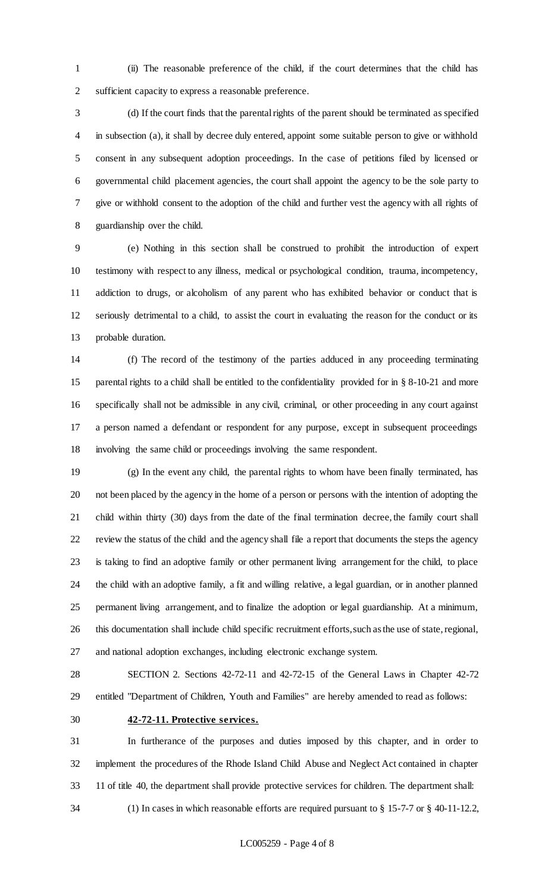(ii) The reasonable preference of the child, if the court determines that the child has sufficient capacity to express a reasonable preference.

(d) If the court finds that the parental rights of the parent should be terminated as specified in subsection (a), it shall by decree duly entered, appoint some suitable person to give or withhold consent in any subsequent adoption proceedings. In the case of petitions filed by licensed or governmental child placement agencies, the court shall appoint the agency to be the sole party to give or withhold consent to the adoption of the child and further vest the agency with all rights of guardianship over the child.

(e) Nothing in this section shall be construed to prohibit the introduction of expert testimony with respect to any illness, medical or psychological condition, trauma, incompetency, addiction to drugs, or alcoholism of any parent who has exhibited behavior or conduct that is seriously detrimental to a child, to assist the court in evaluating the reason for the conduct or its probable duration.

(f) The record of the testimony of the parties adduced in any proceeding terminating parental rights to a child shall be entitled to the confidentiality provided for in § 8-10-21 and more specifically shall not be admissible in any civil, criminal, or other proceeding in any court against a person named a defendant or respondent for any purpose, except in subsequent proceedings involving the same child or proceedings involving the same respondent.

(g) In the event any child, the parental rights to whom have been finally terminated, has not been placed by the agency in the home of a person or persons with the intention of adopting the child within thirty (30) days from the date of the final termination decree, the family court shall review the status of the child and the agency shall file a report that documents the steps the agency is taking to find an adoptive family or other permanent living arrangement for the child, to place the child with an adoptive family, a fit and willing relative, a legal guardian, or in another planned permanent living arrangement, and to finalize the adoption or legal guardianship. At a minimum, this documentation shall include child specific recruitment efforts, such as the use of state, regional, and national adoption exchanges, including electronic exchange system.

SECTION 2. Sections 42-72-11 and 42-72-15 of the General Laws in Chapter 42-72 entitled "Department of Children, Youth and Families" are hereby amended to read as follows:

**42-72-11. Protective services.**

In furtherance of the purposes and duties imposed by this chapter, and in order to implement the procedures of the Rhode Island Child Abuse and Neglect Act contained in chapter 11 of title 40, the department shall provide protective services for children. The department shall:

(1) In cases in which reasonable efforts are required pursuant to § 15-7-7 or § 40-11-12.2,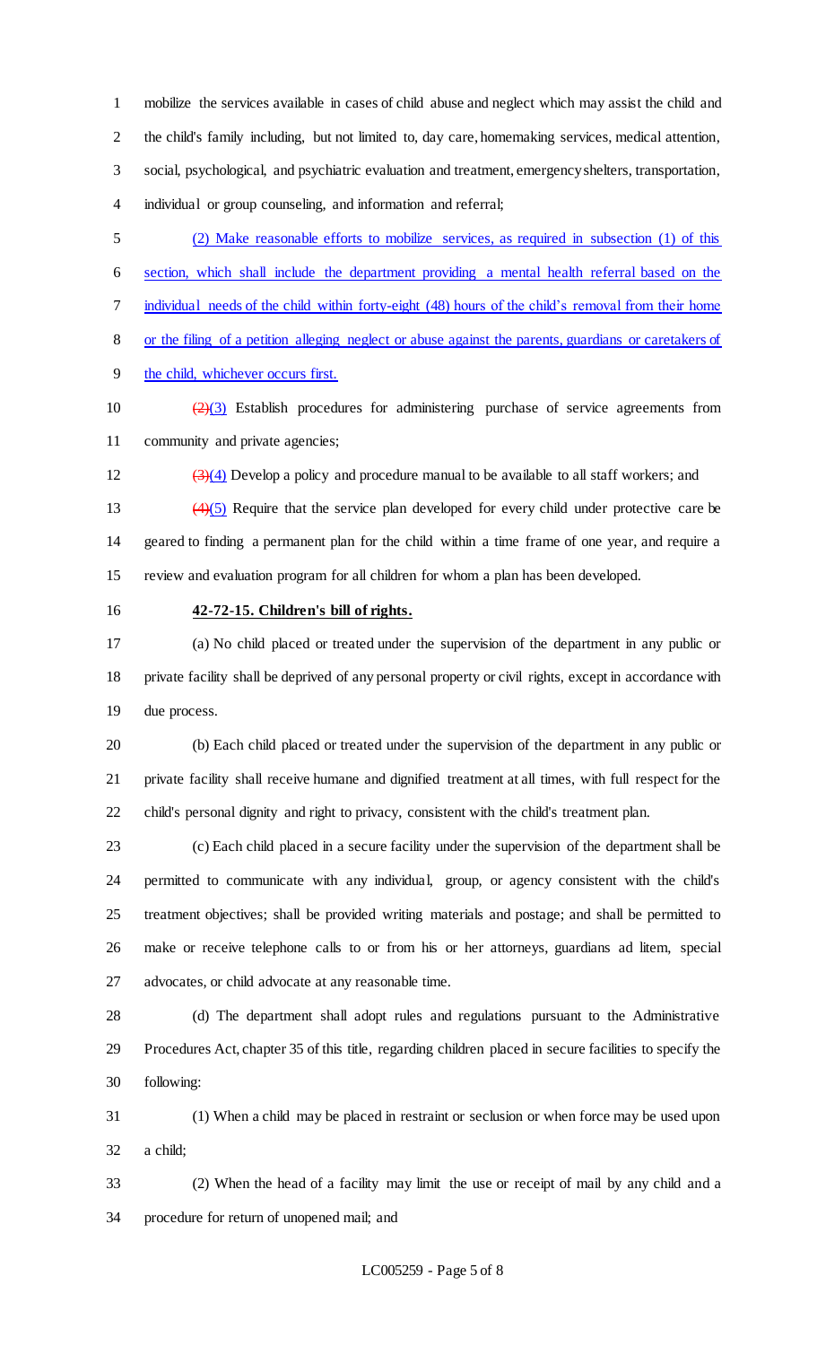mobilize the services available in cases of child abuse and neglect which may assist the child and the child's family including, but not limited to, day care, homemaking services, medical attention, social, psychological, and psychiatric evaluation and treatment, emergency shelters, transportation, individual or group counseling, and information and referral;

(2) Make reasonable efforts to mobilize services, as required in subsection (1) of this section, which shall include the department providing a mental health referral based on the individual needs of the child within forty-eight (48) hours of the child's removal from their home or the filing of a petition alleging neglect or abuse against the parents, guardians or caretakers of the child, whichever occurs first.

~~(2)~~(3) Establish procedures for administering purchase of service agreements from community and private agencies;

~~(3)~~(4) Develop a policy and procedure manual to be available to all staff workers; and

~~(4)~~(5) Require that the service plan developed for every child under protective care be geared to finding a permanent plan for the child within a time frame of one year, and require a review and evaluation program for all children for whom a plan has been developed.

**42-72-15. Children's bill of rights.**

(a) No child placed or treated under the supervision of the department in any public or private facility shall be deprived of any personal property or civil rights, except in accordance with due process.

(b) Each child placed or treated under the supervision of the department in any public or private facility shall receive humane and dignified treatment at all times, with full respect for the child's personal dignity and right to privacy, consistent with the child's treatment plan.

(c) Each child placed in a secure facility under the supervision of the department shall be permitted to communicate with any individual, group, or agency consistent with the child's treatment objectives; shall be provided writing materials and postage; and shall be permitted to make or receive telephone calls to or from his or her attorneys, guardians ad litem, special advocates, or child advocate at any reasonable time.

(d) The department shall adopt rules and regulations pursuant to the Administrative Procedures Act, chapter 35 of this title, regarding children placed in secure facilities to specify the following:

(1) When a child may be placed in restraint or seclusion or when force may be used upon a child;

(2) When the head of a facility may limit the use or receipt of mail by any child and a procedure for return of unopened mail; and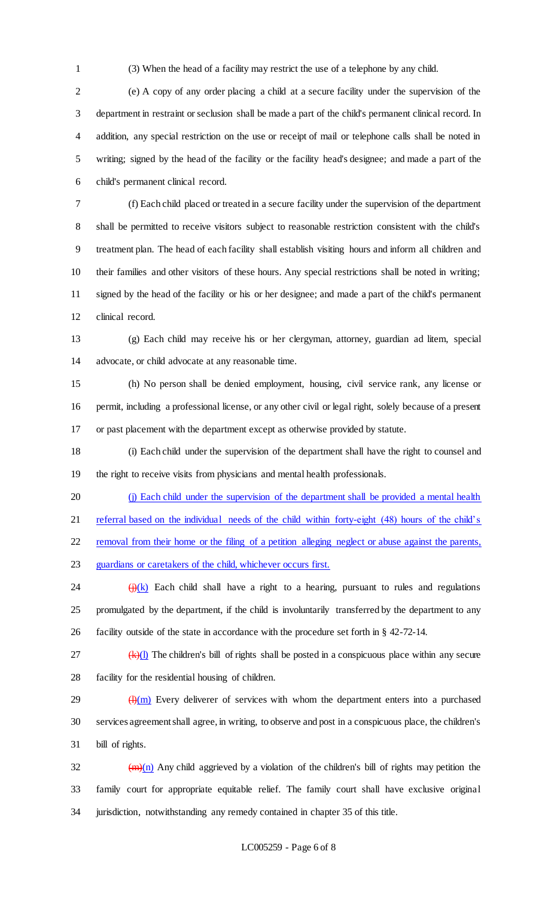(3) When the head of a facility may restrict the use of a telephone by any child.

(e) A copy of any order placing a child at a secure facility under the supervision of the department in restraint or seclusion shall be made a part of the child's permanent clinical record. In addition, any special restriction on the use or receipt of mail or telephone calls shall be noted in writing; signed by the head of the facility or the facility head's designee; and made a part of the child's permanent clinical record.

(f) Each child placed or treated in a secure facility under the supervision of the department shall be permitted to receive visitors subject to reasonable restriction consistent with the child's treatment plan. The head of each facility shall establish visiting hours and inform all children and their families and other visitors of these hours. Any special restrictions shall be noted in writing; signed by the head of the facility or his or her designee; and made a part of the child's permanent clinical record.

(g) Each child may receive his or her clergyman, attorney, guardian ad litem, special advocate, or child advocate at any reasonable time.

(h) No person shall be denied employment, housing, civil service rank, any license or permit, including a professional license, or any other civil or legal right, solely because of a present or past placement with the department except as otherwise provided by statute.

(i) Each child under the supervision of the department shall have the right to counsel and the right to receive visits from physicians and mental health professionals.

<u>(j) Each child under the supervision of the department shall be provided a mental health referral based on the individual needs of the child within forty-eight (48) hours of the child's removal from their home or the filing of a petition alleging neglect or abuse against the parents, guardians or caretakers of the child, whichever occurs first.</u>

~~(j)~~<u>(k)</u> Each child shall have a right to a hearing, pursuant to rules and regulations promulgated by the department, if the child is involuntarily transferred by the department to any facility outside of the state in accordance with the procedure set forth in § 42-72-14.

~~(k)~~<u>(l)</u> The children's bill of rights shall be posted in a conspicuous place within any secure facility for the residential housing of children.

~~(l)~~<u>(m)</u> Every deliverer of services with whom the department enters into a purchased services agreement shall agree, in writing, to observe and post in a conspicuous place, the children's bill of rights.

~~(m)~~<u>(n)</u> Any child aggrieved by a violation of the children's bill of rights may petition the family court for appropriate equitable relief. The family court shall have exclusive original jurisdiction, notwithstanding any remedy contained in chapter 35 of this title.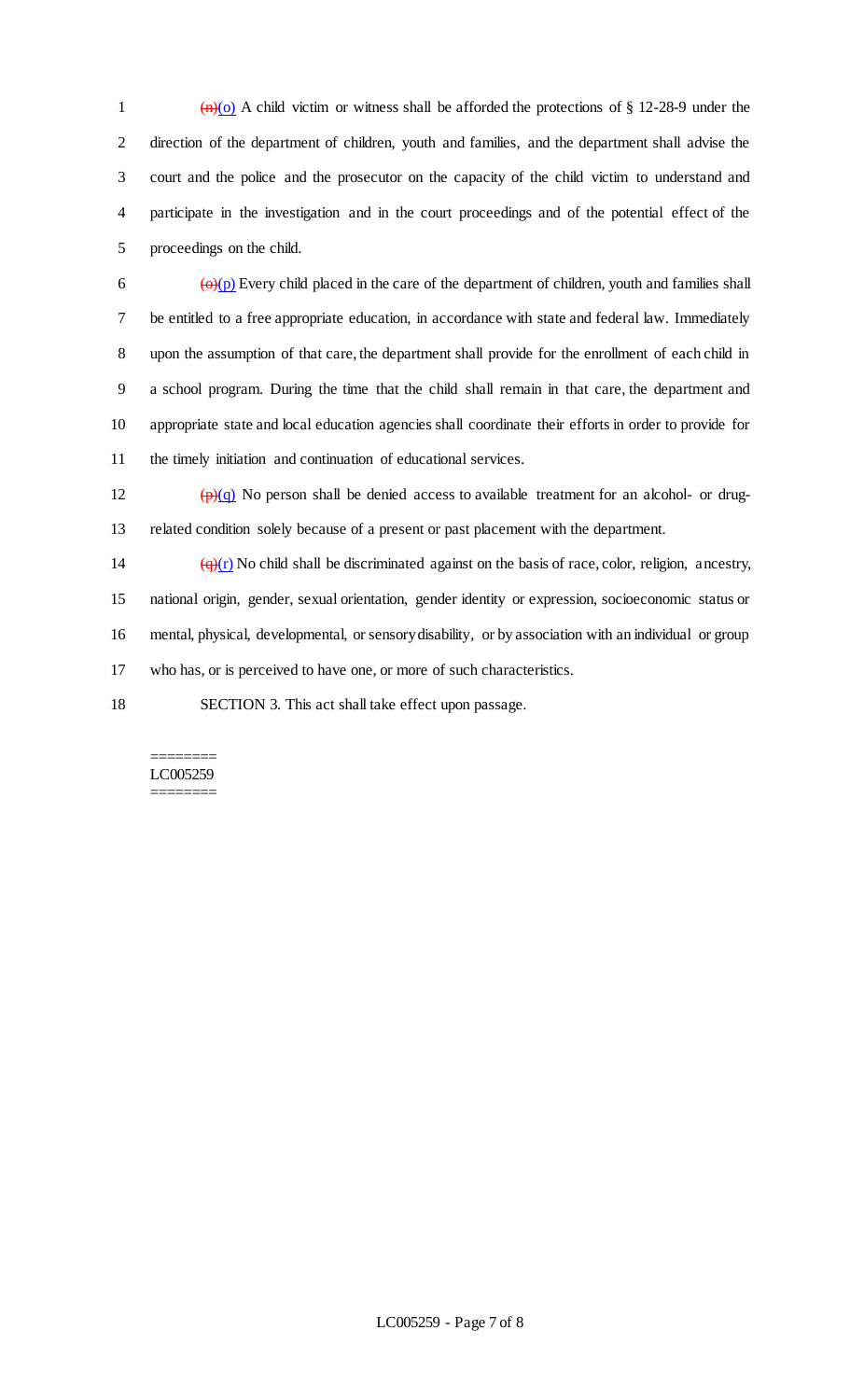~~(n)~~(o) A child victim or witness shall be afforded the protections of § 12-28-9 under the direction of the department of children, youth and families, and the department shall advise the court and the police and the prosecutor on the capacity of the child victim to understand and participate in the investigation and in the court proceedings and of the potential effect of the proceedings on the child.

~~(o)~~(p) Every child placed in the care of the department of children, youth and families shall be entitled to a free appropriate education, in accordance with state and federal law. Immediately upon the assumption of that care, the department shall provide for the enrollment of each child in a school program. During the time that the child shall remain in that care, the department and appropriate state and local education agencies shall coordinate their efforts in order to provide for the timely initiation and continuation of educational services.

~~(p)~~(q) No person shall be denied access to available treatment for an alcohol- or drug-related condition solely because of a present or past placement with the department.

~~(q)~~(r) No child shall be discriminated against on the basis of race, color, religion, ancestry, national origin, gender, sexual orientation, gender identity or expression, socioeconomic status or mental, physical, developmental, or sensory disability, or by association with an individual or group who has, or is perceived to have one, or more of such characteristics.

SECTION 3. This act shall take effect upon passage.

========
LC005259
========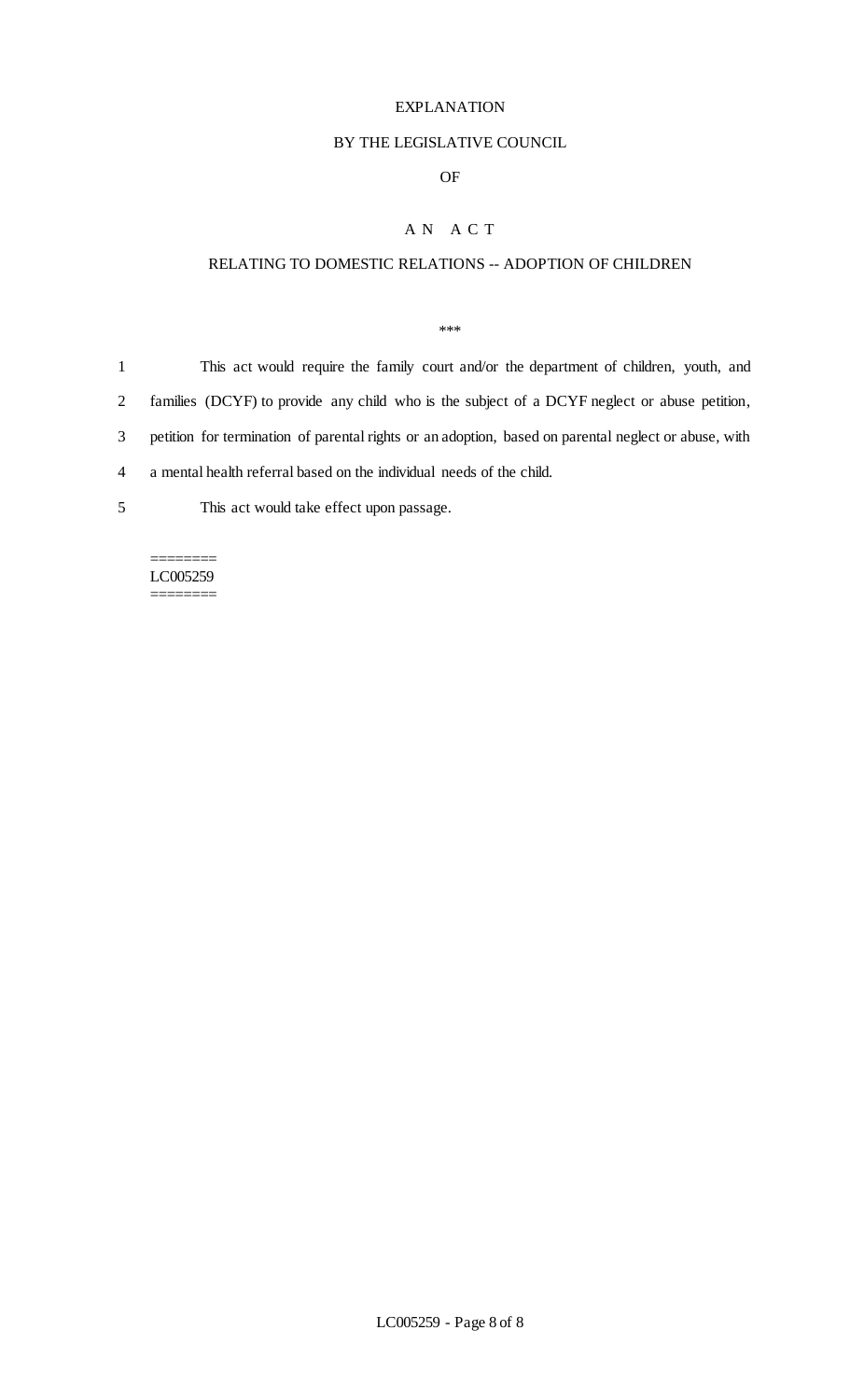EXPLANATION

BY THE LEGISLATIVE COUNCIL

OF

A N A C T

RELATING TO DOMESTIC RELATIONS -- ADOPTION OF CHILDREN

\*\*\*

1 This act would require the family court and/or the department of children, youth, and
2 families (DCYF) to provide any child who is the subject of a DCYF neglect or abuse petition,
3 petition for termination of parental rights or an adoption, based on parental neglect or abuse, with
4 a mental health referral based on the individual needs of the child.
5 This act would take effect upon passage.

========
LC005259
========